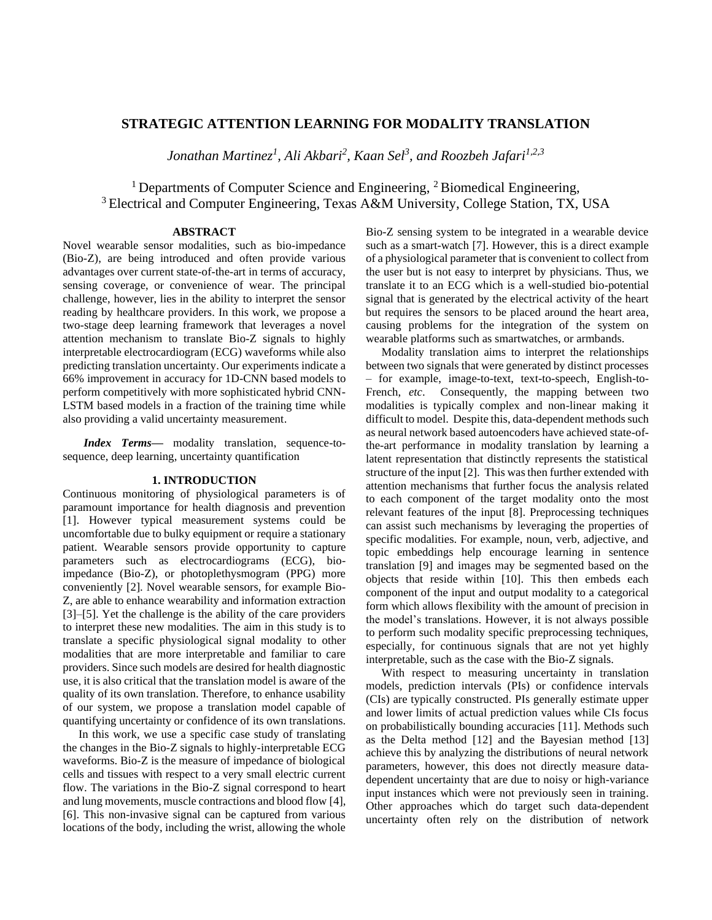# STRATEGIC ATTENTION LEARNING FOR MODALITY TRANSLATION

*Jonathan Martinez[1], Ali Akbari[2], Kaan Sel[3], and Roozbeh Jafari[1,2,3]*

[1] Departments of Computer Science and Engineering, [2] Biomedical Engineering,
[3] Electrical and Computer Engineering, Texas A&M University, College Station, TX, USA

## ABSTRACT

Novel wearable sensor modalities, such as bio-impedance (Bio-Z), are being introduced and often provide various advantages over current state-of-the-art in terms of accuracy, sensing coverage, or convenience of wear. The principal challenge, however, lies in the ability to interpret the sensor reading by healthcare providers. In this work, we propose a two-stage deep learning framework that leverages a novel attention mechanism to translate Bio-Z signals to highly interpretable electrocardiogram (ECG) waveforms while also predicting translation uncertainty. Our experiments indicate a 66% improvement in accuracy for 1D-CNN based models to perform competitively with more sophisticated hybrid CNN-LSTM based models in a fraction of the training time while also providing a valid uncertainty measurement.

***Index Terms***— modality translation, sequence-to-sequence, deep learning, uncertainty quantification

## 1. INTRODUCTION

Continuous monitoring of physiological parameters is of paramount importance for health diagnosis and prevention [1]. However typical measurement systems could be uncomfortable due to bulky equipment or require a stationary patient. Wearable sensors provide opportunity to capture parameters such as electrocardiograms (ECG), bio-impedance (Bio-Z), or photoplethysmogram (PPG) more conveniently [2]. Novel wearable sensors, for example Bio-Z, are able to enhance wearability and information extraction [3]–[5]. Yet the challenge is the ability of the care providers to interpret these new modalities. The aim in this study is to translate a specific physiological signal modality to other modalities that are more interpretable and familiar to care providers. Since such models are desired for health diagnostic use, it is also critical that the translation model is aware of the quality of its own translation. Therefore, to enhance usability of our system, we propose a translation model capable of quantifying uncertainty or confidence of its own translations.

In this work, we use a specific case study of translating the changes in the Bio-Z signals to highly-interpretable ECG waveforms. Bio-Z is the measure of impedance of biological cells and tissues with respect to a very small electric current flow. The variations in the Bio-Z signal correspond to heart and lung movements, muscle contractions and blood flow [4], [6]. This non-invasive signal can be captured from various locations of the body, including the wrist, allowing the whole Bio-Z sensing system to be integrated in a wearable device such as a smart-watch [7]. However, this is a direct example of a physiological parameter that is convenient to collect from the user but is not easy to interpret by physicians. Thus, we translate it to an ECG which is a well-studied bio-potential signal that is generated by the electrical activity of the heart but requires the sensors to be placed around the heart area, causing problems for the integration of the system on wearable platforms such as smartwatches, or armbands.

Modality translation aims to interpret the relationships between two signals that were generated by distinct processes – for example, image-to-text, text-to-speech, English-to-French, *etc*. Consequently, the mapping between two modalities is typically complex and non-linear making it difficult to model. Despite this, data-dependent methods such as neural network based autoencoders have achieved state-of-the-art performance in modality translation by learning a latent representation that distinctly represents the statistical structure of the input [2]. This was then further extended with attention mechanisms that further focus the analysis related to each component of the target modality onto the most relevant features of the input [8]. Preprocessing techniques can assist such mechanisms by leveraging the properties of specific modalities. For example, noun, verb, adjective, and topic embeddings help encourage learning in sentence translation [9] and images may be segmented based on the objects that reside within [10]. This then embeds each component of the input and output modality to a categorical form which allows flexibility with the amount of precision in the model's translations. However, it is not always possible to perform such modality specific preprocessing techniques, especially, for continuous signals that are not yet highly interpretable, such as the case with the Bio-Z signals.

With respect to measuring uncertainty in translation models, prediction intervals (PIs) or confidence intervals (CIs) are typically constructed. PIs generally estimate upper and lower limits of actual prediction values while CIs focus on probabilistically bounding accuracies [11]. Methods such as the Delta method [12] and the Bayesian method [13] achieve this by analyzing the distributions of neural network parameters, however, this does not directly measure data-dependent uncertainty that are due to noisy or high-variance input instances which were not previously seen in training. Other approaches which do target such data-dependent uncertainty often rely on the distribution of network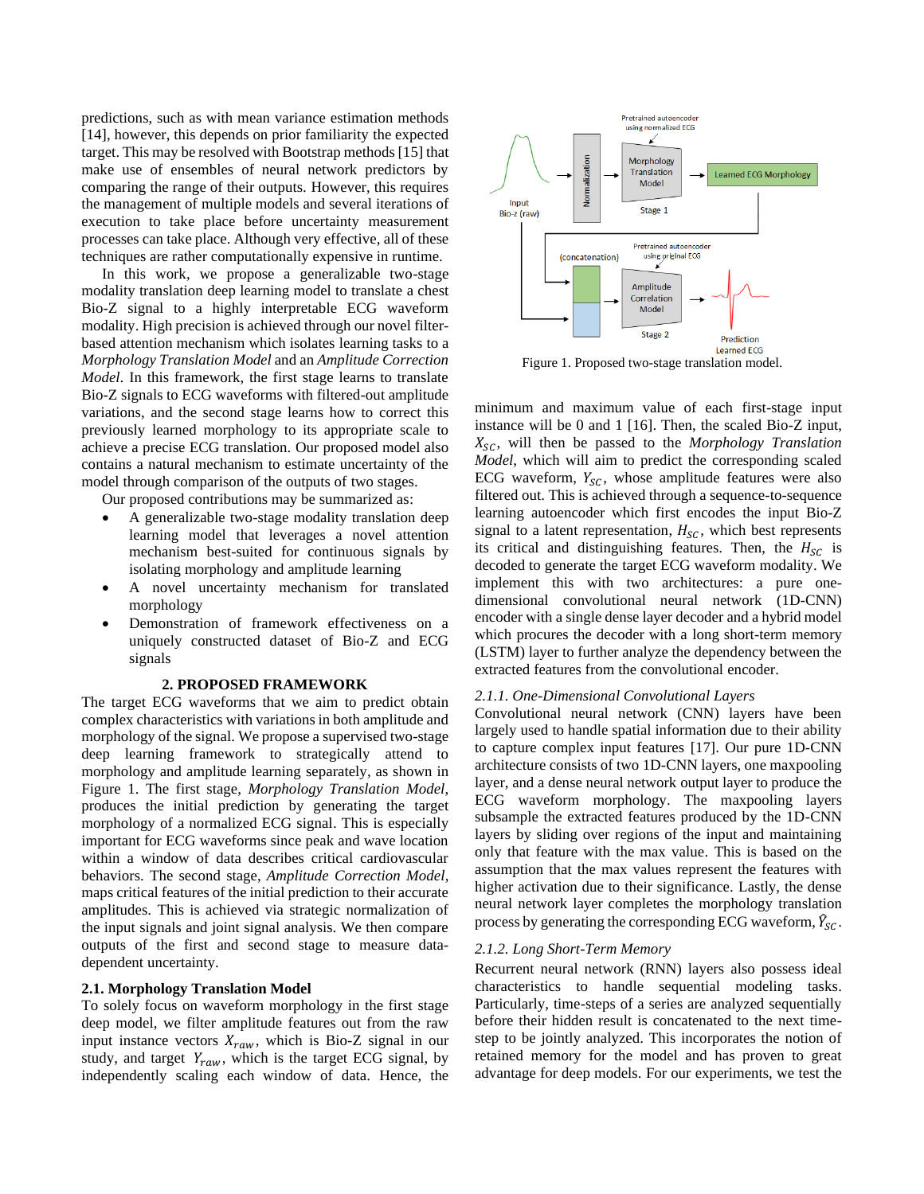predictions, such as with mean variance estimation methods [14], however, this depends on prior familiarity the expected target. This may be resolved with Bootstrap methods [15] that make use of ensembles of neural network predictors by comparing the range of their outputs. However, this requires the management of multiple models and several iterations of execution to take place before uncertainty measurement processes can take place. Although very effective, all of these techniques are rather computationally expensive in runtime.

In this work, we propose a generalizable two-stage modality translation deep learning model to translate a chest Bio-Z signal to a highly interpretable ECG waveform modality. High precision is achieved through our novel filter-based attention mechanism which isolates learning tasks to a *Morphology Translation Model* and an *Amplitude Correction Model*. In this framework, the first stage learns to translate Bio-Z signals to ECG waveforms with filtered-out amplitude variations, and the second stage learns how to correct this previously learned morphology to its appropriate scale to achieve a precise ECG translation. Our proposed model also contains a natural mechanism to estimate uncertainty of the model through comparison of the outputs of two stages.

Our proposed contributions may be summarized as:

- A generalizable two-stage modality translation deep learning model that leverages a novel attention mechanism best-suited for continuous signals by isolating morphology and amplitude learning
- A novel uncertainty mechanism for translated morphology
- Demonstration of framework effectiveness on a uniquely constructed dataset of Bio-Z and ECG signals

## 2. PROPOSED FRAMEWORK

The target ECG waveforms that we aim to predict obtain complex characteristics with variations in both amplitude and morphology of the signal. We propose a supervised two-stage deep learning framework to strategically attend to morphology and amplitude learning separately, as shown in Figure 1. The first stage, *Morphology Translation Model*, produces the initial prediction by generating the target morphology of a normalized ECG signal. This is especially important for ECG waveforms since peak and wave location within a window of data describes critical cardiovascular behaviors. The second stage, *Amplitude Correction Model*, maps critical features of the initial prediction to their accurate amplitudes. This is achieved via strategic normalization of the input signals and joint signal analysis. We then compare outputs of the first and second stage to measure data-dependent uncertainty.

### 2.1. Morphology Translation Model

To solely focus on waveform morphology in the first stage deep model, we filter amplitude features out from the raw input instance vectors $X_{raw}$, which is Bio-Z signal in our study, and target $Y_{raw}$, which is the target ECG signal, by independently scaling each window of data. Hence, the minimum and maximum value of each first-stage input instance will be 0 and 1 [16]. Then, the scaled Bio-Z input, $X_{SC}$, will then be passed to the *Morphology Translation Model*, which will aim to predict the corresponding scaled ECG waveform, $Y_{SC}$, whose amplitude features were also filtered out. This is achieved through a sequence-to-sequence learning autoencoder which first encodes the input Bio-Z signal to a latent representation, $H_{SC}$, which best represents its critical and distinguishing features. Then, the $H_{SC}$ is decoded to generate the target ECG waveform modality. We implement this with two architectures: a pure one-dimensional convolutional neural network (1D-CNN) encoder with a single dense layer decoder and a hybrid model which procures the decoder with a long short-term memory (LSTM) layer to further analyze the dependency between the extracted features from the convolutional encoder.

Figure 1. Proposed two-stage translation model.

#### 2.1.1. One-Dimensional Convolutional Layers

Convolutional neural network (CNN) layers have been largely used to handle spatial information due to their ability to capture complex input features [17]. Our pure 1D-CNN architecture consists of two 1D-CNN layers, one maxpooling layer, and a dense neural network output layer to produce the ECG waveform morphology. The maxpooling layers subsample the extracted features produced by the 1D-CNN layers by sliding over regions of the input and maintaining only that feature with the max value. This is based on the assumption that the max values represent the features with higher activation due to their significance. Lastly, the dense neural network layer completes the morphology translation process by generating the corresponding ECG waveform, $\hat{Y}_{SC}$.

#### 2.1.2. Long Short-Term Memory

Recurrent neural network (RNN) layers also possess ideal characteristics to handle sequential modeling tasks. Particularly, time-steps of a series are analyzed sequentially before their hidden result is concatenated to the next time-step to be jointly analyzed. This incorporates the notion of retained memory for the model and has proven to great advantage for deep models. For our experiments, we test the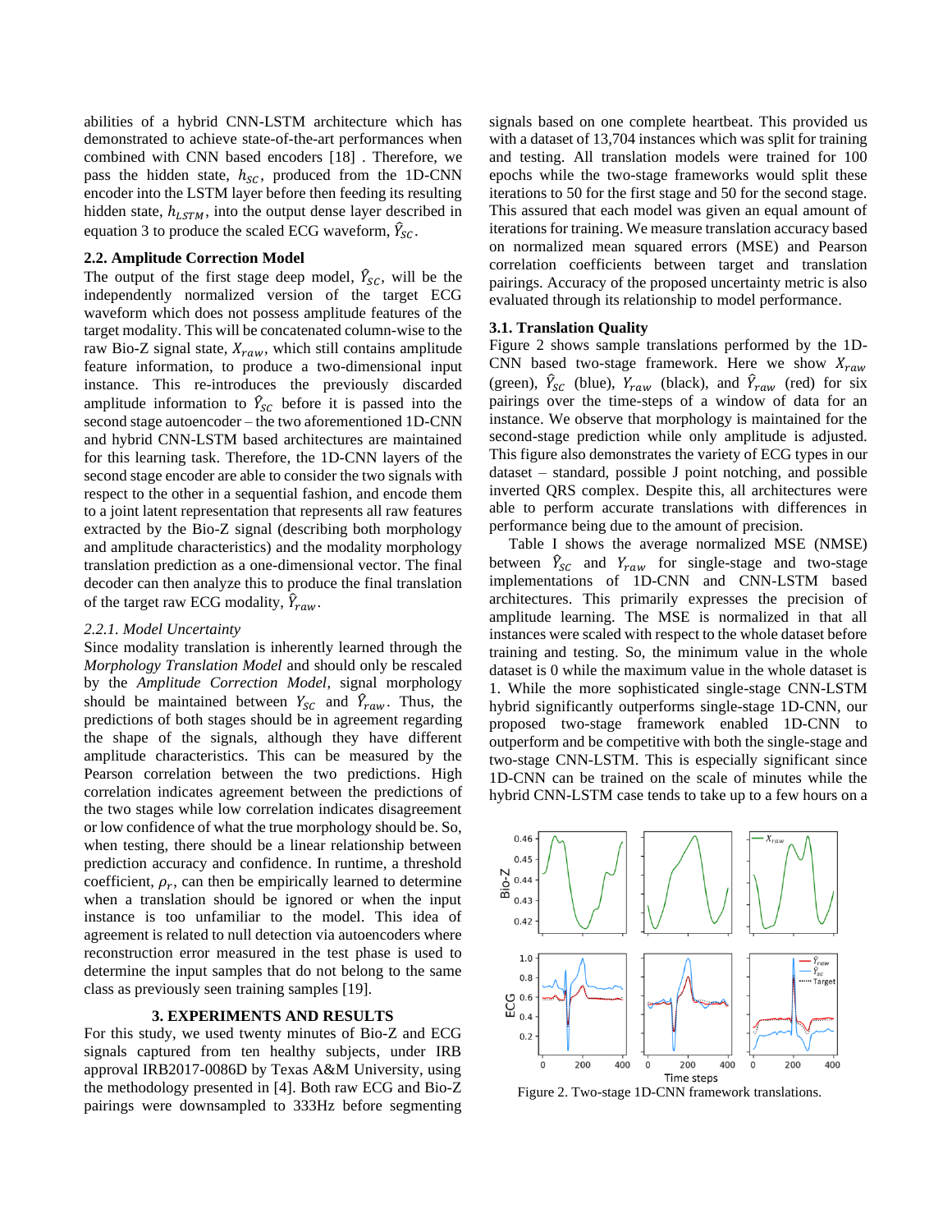abilities of a hybrid CNN-LSTM architecture which has demonstrated to achieve state-of-the-art performances when combined with CNN based encoders [18] . Therefore, we pass the hidden state, $h_{SC}$, produced from the 1D-CNN encoder into the LSTM layer before then feeding its resulting hidden state, $h_{LSTM}$, into the output dense layer described in equation 3 to produce the scaled ECG waveform, $\hat{Y}_{SC}$.

### 2.2. Amplitude Correction Model

The output of the first stage deep model, $\hat{Y}_{SC}$, will be the independently normalized version of the target ECG waveform which does not possess amplitude features of the target modality. This will be concatenated column-wise to the raw Bio-Z signal state, $X_{raw}$, which still contains amplitude feature information, to produce a two-dimensional input instance. This re-introduces the previously discarded amplitude information to $\hat{Y}_{SC}$ before it is passed into the second stage autoencoder – the two aforementioned 1D-CNN and hybrid CNN-LSTM based architectures are maintained for this learning task. Therefore, the 1D-CNN layers of the second stage encoder are able to consider the two signals with respect to the other in a sequential fashion, and encode them to a joint latent representation that represents all raw features extracted by the Bio-Z signal (describing both morphology and amplitude characteristics) and the modality morphology translation prediction as a one-dimensional vector. The final decoder can then analyze this to produce the final translation of the target raw ECG modality, $\hat{Y}_{raw}$.

#### 2.2.1. Model Uncertainty

Since modality translation is inherently learned through the *Morphology Translation Model* and should only be rescaled by the *Amplitude Correction Model*, signal morphology should be maintained between $Y_{SC}$ and $\hat{Y}_{raw}$. Thus, the predictions of both stages should be in agreement regarding the shape of the signals, although they have different amplitude characteristics. This can be measured by the Pearson correlation between the two predictions. High correlation indicates agreement between the predictions of the two stages while low correlation indicates disagreement or low confidence of what the true morphology should be. So, when testing, there should be a linear relationship between prediction accuracy and confidence. In runtime, a threshold coefficient, $\rho_r$, can then be empirically learned to determine when a translation should be ignored or when the input instance is too unfamiliar to the model. This idea of agreement is related to null detection via autoencoders where reconstruction error measured in the test phase is used to determine the input samples that do not belong to the same class as previously seen training samples [19].

## 3. EXPERIMENTS AND RESULTS

For this study, we used twenty minutes of Bio-Z and ECG signals captured from ten healthy subjects, under IRB approval IRB2017-0086D by Texas A&M University, using the methodology presented in [4]. Both raw ECG and Bio-Z pairings were downsampled to 333Hz before segmenting signals based on one complete heartbeat. This provided us with a dataset of 13,704 instances which was split for training and testing. All translation models were trained for 100 epochs while the two-stage frameworks would split these iterations to 50 for the first stage and 50 for the second stage. This assured that each model was given an equal amount of iterations for training. We measure translation accuracy based on normalized mean squared errors (MSE) and Pearson correlation coefficients between target and translation pairings. Accuracy of the proposed uncertainty metric is also evaluated through its relationship to model performance.

### 3.1. Translation Quality

Figure 2 shows sample translations performed by the 1D-CNN based two-stage framework. Here we show $X_{raw}$ (green), $\hat{Y}_{SC}$ (blue), $Y_{raw}$ (black), and $\hat{Y}_{raw}$ (red) for six pairings over the time-steps of a window of data for an instance. We observe that morphology is maintained for the second-stage prediction while only amplitude is adjusted. This figure also demonstrates the variety of ECG types in our dataset – standard, possible J point notching, and possible inverted QRS complex. Despite this, all architectures were able to perform accurate translations with differences in performance being due to the amount of precision.

Table I shows the average normalized MSE (NMSE) between $\hat{Y}_{SC}$ and $Y_{raw}$ for single-stage and two-stage implementations of 1D-CNN and CNN-LSTM based architectures. This primarily expresses the precision of amplitude learning. The MSE is normalized in that all instances were scaled with respect to the whole dataset before training and testing. So, the minimum value in the whole dataset is 0 while the maximum value in the whole dataset is 1. While the more sophisticated single-stage CNN-LSTM hybrid significantly outperforms single-stage 1D-CNN, our proposed two-stage framework enabled 1D-CNN to outperform and be competitive with both the single-stage and two-stage CNN-LSTM. This is especially significant since 1D-CNN can be trained on the scale of minutes while the hybrid CNN-LSTM case tends to take up to a few hours on a

Figure 2. Two-stage 1D-CNN framework translations.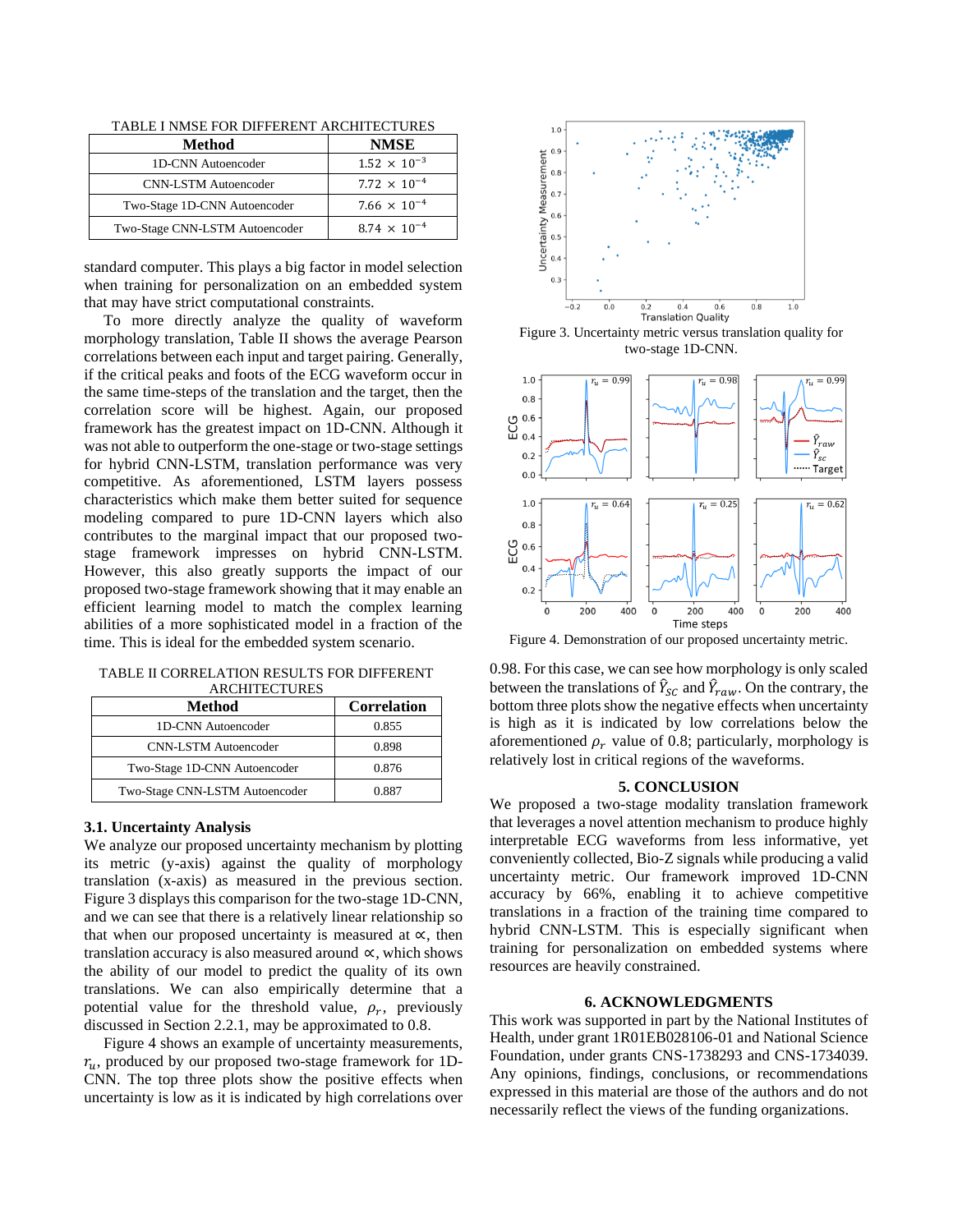TABLE I NMSE FOR DIFFERENT ARCHITECTURES

| Method | NMSE |
|---|---|
| 1D-CNN Autoencoder | $1.52 \times 10^{-3}$ |
| CNN-LSTM Autoencoder | $7.72 \times 10^{-4}$ |
| Two-Stage 1D-CNN Autoencoder | $7.66 \times 10^{-4}$ |
| Two-Stage CNN-LSTM Autoencoder | $8.74 \times 10^{-4}$ |

standard computer. This plays a big factor in model selection when training for personalization on an embedded system that may have strict computational constraints.

To more directly analyze the quality of waveform morphology translation, Table II shows the average Pearson correlations between each input and target pairing. Generally, if the critical peaks and foots of the ECG waveform occur in the same time-steps of the translation and the target, then the correlation score will be highest. Again, our proposed framework has the greatest impact on 1D-CNN. Although it was not able to outperform the one-stage or two-stage settings for hybrid CNN-LSTM, translation performance was very competitive. As aforementioned, LSTM layers possess characteristics which make them better suited for sequence modeling compared to pure 1D-CNN layers which also contributes to the marginal impact that our proposed two-stage framework impresses on hybrid CNN-LSTM. However, this also greatly supports the impact of our proposed two-stage framework showing that it may enable an efficient learning model to match the complex learning abilities of a more sophisticated model in a fraction of the time. This is ideal for the embedded system scenario.

TABLE II CORRELATION RESULTS FOR DIFFERENT ARCHITECTURES

| Method | Correlation |
|---|---|
| 1D-CNN Autoencoder | 0.855 |
| CNN-LSTM Autoencoder | 0.898 |
| Two-Stage 1D-CNN Autoencoder | 0.876 |
| Two-Stage CNN-LSTM Autoencoder | 0.887 |

### 3.1. Uncertainty Analysis

We analyze our proposed uncertainty mechanism by plotting its metric (y-axis) against the quality of morphology translation (x-axis) as measured in the previous section. Figure 3 displays this comparison for the two-stage 1D-CNN, and we can see that there is a relatively linear relationship so that when our proposed uncertainty is measured at $\propto$, then translation accuracy is also measured around $\propto$, which shows the ability of our model to predict the quality of its own translations. We can also empirically determine that a potential value for the threshold value, $\rho_r$, previously discussed in Section 2.2.1, may be approximated to 0.8.

Figure 4 shows an example of uncertainty measurements, $r_u$, produced by our proposed two-stage framework for 1D-CNN. The top three plots show the positive effects when uncertainty is low as it is indicated by high correlations over 0.98. For this case, we can see how morphology is only scaled between the translations of $\hat{Y}_{sc}$ and $\hat{Y}_{raw}$. On the contrary, the bottom three plots show the negative effects when uncertainty is high as it is indicated by low correlations below the aforementioned $\rho_r$ value of 0.8; particularly, morphology is relatively lost in critical regions of the waveforms.

Figure 3. Uncertainty metric versus translation quality for two-stage 1D-CNN.

Figure 4. Demonstration of our proposed uncertainty metric.

## 5. CONCLUSION

We proposed a two-stage modality translation framework that leverages a novel attention mechanism to produce highly interpretable ECG waveforms from less informative, yet conveniently collected, Bio-Z signals while producing a valid uncertainty metric. Our framework improved 1D-CNN accuracy by 66%, enabling it to achieve competitive translations in a fraction of the training time compared to hybrid CNN-LSTM. This is especially significant when training for personalization on embedded systems where resources are heavily constrained.

## 6. ACKNOWLEDGMENTS

This work was supported in part by the National Institutes of Health, under grant 1R01EB028106-01 and National Science Foundation, under grants CNS-1738293 and CNS-1734039. Any opinions, findings, conclusions, or recommendations expressed in this material are those of the authors and do not necessarily reflect the views of the funding organizations.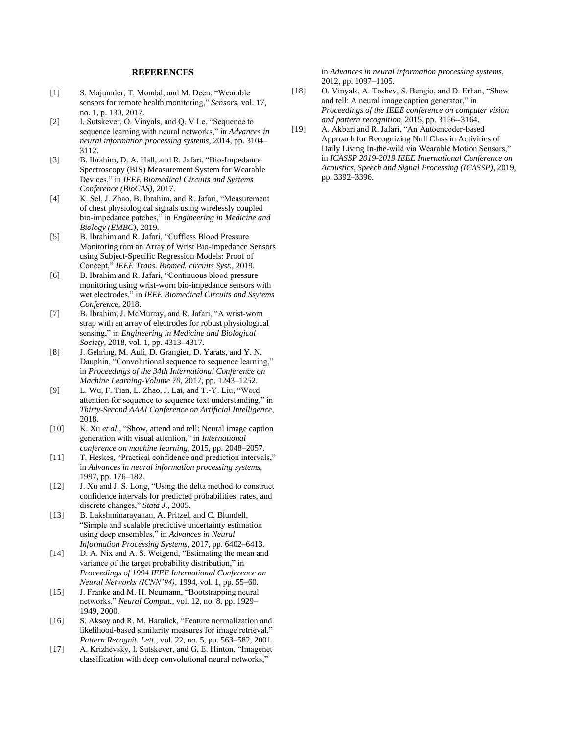# REFERENCES

[1] S. Majumder, T. Mondal, and M. Deen, "Wearable sensors for remote health monitoring," *Sensors*, vol. 17, no. 1, p. 130, 2017.

[2] I. Sutskever, O. Vinyals, and Q. V Le, "Sequence to sequence learning with neural networks," in *Advances in neural information processing systems*, 2014, pp. 3104–3112.

[3] B. Ibrahim, D. A. Hall, and R. Jafari, "Bio-Impedance Spectroscopy (BIS) Measurement System for Wearable Devices," in *IEEE Biomedical Circuits and Systems Conference (BioCAS)*, 2017.

[4] K. Sel, J. Zhao, B. Ibrahim, and R. Jafari, "Measurement of chest physiological signals using wirelessly coupled bio-impedance patches," in *Engineering in Medicine and Biology (EMBC)*, 2019.

[5] B. Ibrahim and R. Jafari, "Cuffless Blood Pressure Monitoring rom an Array of Wrist Bio-impedance Sensors using Subject-Specific Regression Models: Proof of Concept," *IEEE Trans. Biomed. circuits Syst.*, 2019.

[6] B. Ibrahim and R. Jafari, "Continuous blood pressure monitoring using wrist-worn bio-impedance sensors with wet electrodes," in *IEEE Biomedical Circuits and Ssytems Conference*, 2018.

[7] B. Ibrahim, J. McMurray, and R. Jafari, "A wrist-worn strap with an array of electrodes for robust physiological sensing," in *Engineering in Medicine and Biological Society*, 2018, vol. 1, pp. 4313–4317.

[8] J. Gehring, M. Auli, D. Grangier, D. Yarats, and Y. N. Dauphin, "Convolutional sequence to sequence learning," in *Proceedings of the 34th International Conference on Machine Learning-Volume 70*, 2017, pp. 1243–1252.

[9] L. Wu, F. Tian, L. Zhao, J. Lai, and T.-Y. Liu, "Word attention for sequence to sequence text understanding," in *Thirty-Second AAAI Conference on Artificial Intelligence*, 2018.

[10] K. Xu *et al.*, "Show, attend and tell: Neural image caption generation with visual attention," in *International conference on machine learning*, 2015, pp. 2048–2057.

[11] T. Heskes, "Practical confidence and prediction intervals," in *Advances in neural information processing systems*, 1997, pp. 176–182.

[12] J. Xu and J. S. Long, "Using the delta method to construct confidence intervals for predicted probabilities, rates, and discrete changes," *Stata J.*, 2005.

[13] B. Lakshminarayanan, A. Pritzel, and C. Blundell, "Simple and scalable predictive uncertainty estimation using deep ensembles," in *Advances in Neural Information Processing Systems*, 2017, pp. 6402–6413.

[14] D. A. Nix and A. S. Weigend, "Estimating the mean and variance of the target probability distribution," in *Proceedings of 1994 IEEE International Conference on Neural Networks (ICNN'94)*, 1994, vol. 1, pp. 55–60.

[15] J. Franke and M. H. Neumann, "Bootstrapping neural networks," *Neural Comput.*, vol. 12, no. 8, pp. 1929–1949, 2000.

[16] S. Aksoy and R. M. Haralick, "Feature normalization and likelihood-based similarity measures for image retrieval," *Pattern Recognit. Lett.*, vol. 22, no. 5, pp. 563–582, 2001.

[17] A. Krizhevsky, I. Sutskever, and G. E. Hinton, "Imagenet classification with deep convolutional neural networks," in *Advances in neural information processing systems*, 2012, pp. 1097–1105.

[18] O. Vinyals, A. Toshev, S. Bengio, and D. Erhan, "Show and tell: A neural image caption generator," in *Proceedings of the IEEE conference on computer vision and pattern recognition*, 2015, pp. 3156--3164.

[19] A. Akbari and R. Jafari, "An Autoencoder-based Approach for Recognizing Null Class in Activities of Daily Living In-the-wild via Wearable Motion Sensors," in *ICASSP 2019-2019 IEEE International Conference on Acoustics, Speech and Signal Processing (ICASSP)*, 2019, pp. 3392–3396.